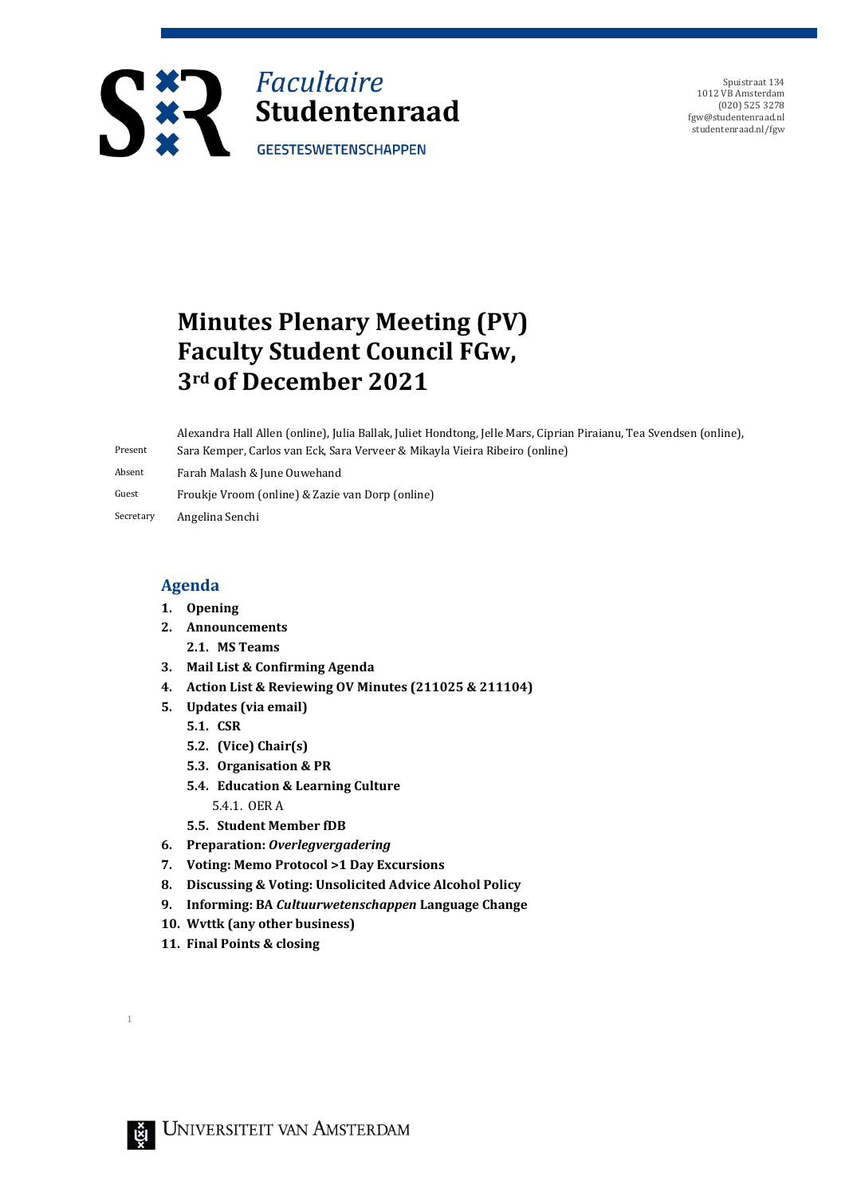# Facultaire Studentenraad

GEESTESWETENSCHAPPEN

Spuistraat 134
1012 VB Amsterdam
(020) 525 3278
fgw@studentenraad.nl
studentenraad.nl/fgw

# Minutes Plenary Meeting (PV) Faculty Student Council FGw, 3rd of December 2021

| | |
|---|---|
| Present | Alexandra Hall Allen (online), Julia Ballak, Juliet Hondtong, Jelle Mars, Ciprian Piraianu, Tea Svendsen (online), Sara Kemper, Carlos van Eck, Sara Verveer & Mikayla Vieira Ribeiro (online) |
| Absent | Farah Malash & June Ouwehand |
| Guest | Froukje Vroom (online) & Zazie van Dorp (online) |
| Secretary | Angelina Senchi |

## Agenda

1. **Opening**
2. **Announcements**
   2.1. **MS Teams**
3. **Mail List & Confirming Agenda**
4. **Action List & Reviewing OV Minutes (211025 & 211104)**
5. **Updates (via email)**
   5.1. **CSR**
   5.2. **(Vice) Chair(s)**
   5.3. **Organisation & PR**
   5.4. **Education & Learning Culture**
      5.4.1. OER A
   5.5. **Student Member fDB**
6. **Preparation: *Overlegvergadering***
7. **Voting: Memo Protocol >1 Day Excursions**
8. **Discussing & Voting: Unsolicited Advice Alcohol Policy**
9. **Informing: BA *Cultuurwetenschappen* Language Change**
10. **Wvttk (any other business)**
11. **Final Points & closing**

UNIVERSITEIT VAN AMSTERDAM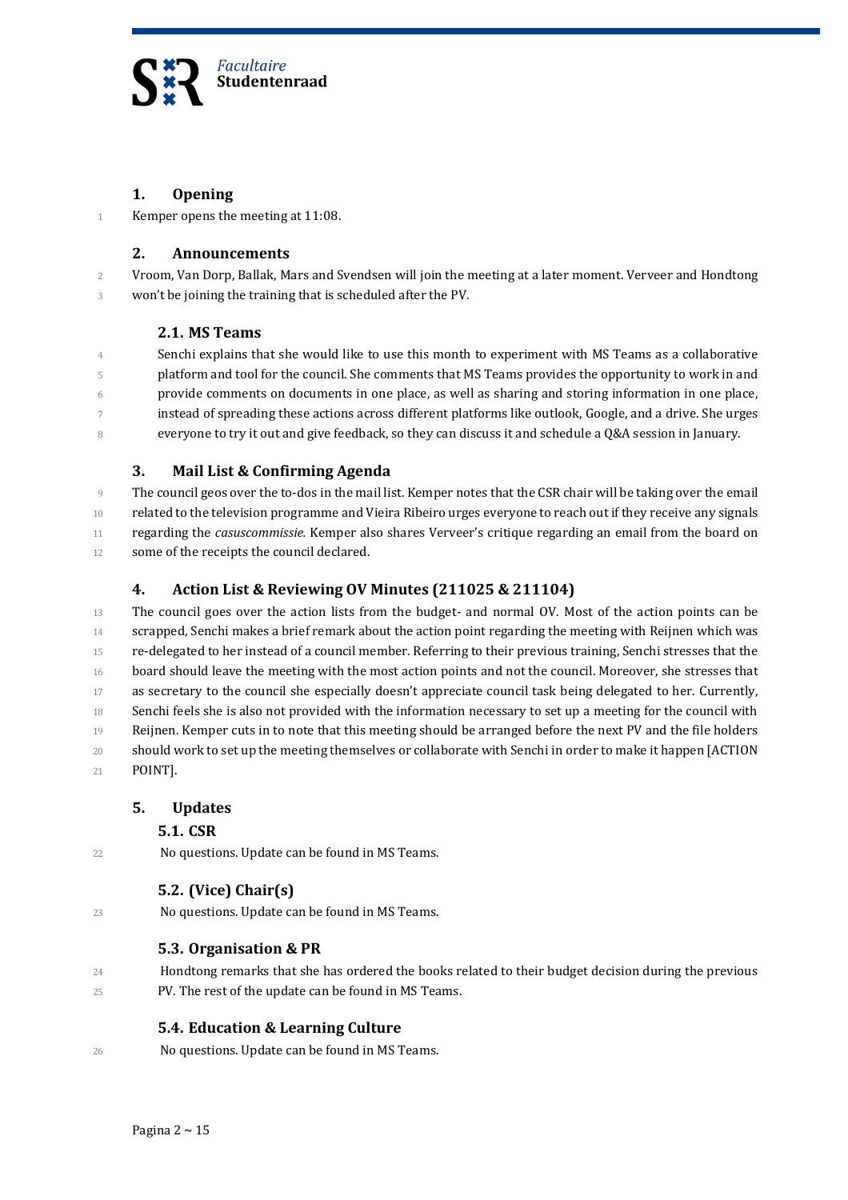## 1. Opening

Kemper opens the meeting at 11:08.

## 2. Announcements

Vroom, Van Dorp, Ballak, Mars and Svendsen will join the meeting at a later moment. Verveer and Hondtong won't be joining the training that is scheduled after the PV.

### 2.1. MS Teams

Senchi explains that she would like to use this month to experiment with MS Teams as a collaborative platform and tool for the council. She comments that MS Teams provides the opportunity to work in and provide comments on documents in one place, as well as sharing and storing information in one place, instead of spreading these actions across different platforms like outlook, Google, and a drive. She urges everyone to try it out and give feedback, so they can discuss it and schedule a Q&A session in January.

## 3. Mail List & Confirming Agenda

The council geos over the to-dos in the mail list. Kemper notes that the CSR chair will be taking over the email related to the television programme and Vieira Ribeiro urges everyone to reach out if they receive any signals regarding the *casuscommissie.* Kemper also shares Verveer's critique regarding an email from the board on some of the receipts the council declared.

## 4. Action List & Reviewing OV Minutes (211025 & 211104)

The council goes over the action lists from the budget- and normal OV. Most of the action points can be scrapped, Senchi makes a brief remark about the action point regarding the meeting with Reijnen which was re-delegated to her instead of a council member. Referring to their previous training, Senchi stresses that the board should leave the meeting with the most action points and not the council. Moreover, she stresses that as secretary to the council she especially doesn't appreciate council task being delegated to her. Currently, Senchi feels she is also not provided with the information necessary to set up a meeting for the council with Reijnen. Kemper cuts in to note that this meeting should be arranged before the next PV and the file holders should work to set up the meeting themselves or collaborate with Senchi in order to make it happen [ACTION POINT].

## 5. Updates

### 5.1. CSR

No questions. Update can be found in MS Teams.

### 5.2. (Vice) Chair(s)

No questions. Update can be found in MS Teams.

### 5.3. Organisation & PR

Hondtong remarks that she has ordered the books related to their budget decision during the previous PV. The rest of the update can be found in MS Teams.

### 5.4. Education & Learning Culture

No questions. Update can be found in MS Teams.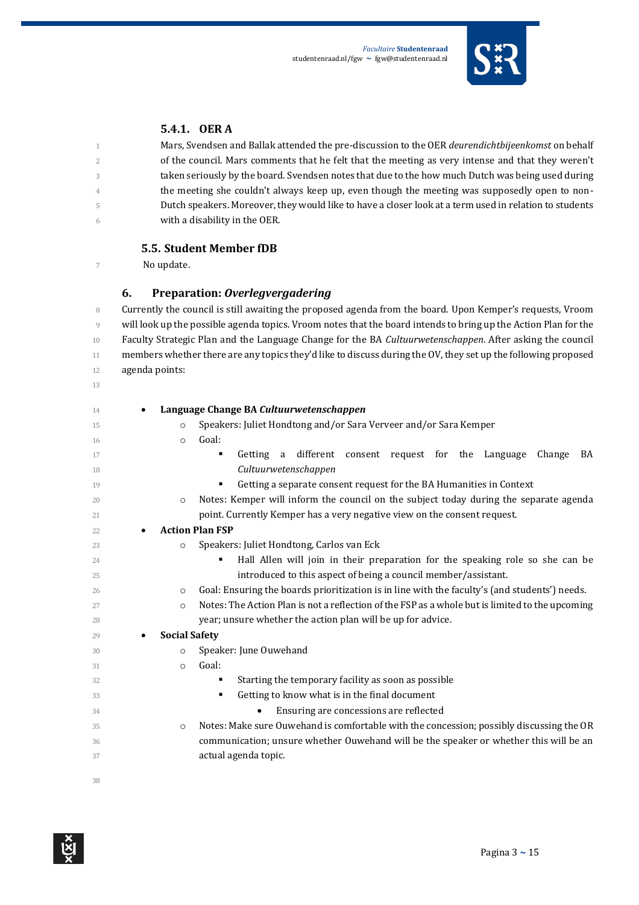#### 5.4.1. OER A

Mars, Svendsen and Ballak attended the pre-discussion to the OER *deurendichtbijeenkomst* on behalf of the council. Mars comments that he felt that the meeting as very intense and that they weren't taken seriously by the board. Svendsen notes that due to the how much Dutch was being used during the meeting she couldn't always keep up, even though the meeting was supposedly open to non-Dutch speakers. Moreover, they would like to have a closer look at a term used in relation to students with a disability in the OER.

### 5.5. Student Member fDB

No update.

## 6. Preparation: *Overlegvergadering*

Currently the council is still awaiting the proposed agenda from the board. Upon Kemper's requests, Vroom will look up the possible agenda topics. Vroom notes that the board intends to bring up the Action Plan for the Faculty Strategic Plan and the Language Change for the BA *Cultuurwetenschappen*. After asking the council members whether there are any topics they'd like to discuss during the OV, they set up the following proposed agenda points:

- **Language Change BA *Cultuurwetenschappen***
  - Speakers: Juliet Hondtong and/or Sara Verveer and/or Sara Kemper
  - Goal:
    - Getting a different consent request for the Language Change BA *Cultuurwetenschappen*
    - Getting a separate consent request for the BA Humanities in Context
  - Notes: Kemper will inform the council on the subject today during the separate agenda point. Currently Kemper has a very negative view on the consent request.
- **Action Plan FSP**
  - Speakers: Juliet Hondtong, Carlos van Eck
    - Hall Allen will join in their preparation for the speaking role so she can be introduced to this aspect of being a council member/assistant.
  - Goal: Ensuring the boards prioritization is in line with the faculty's (and students') needs.
  - Notes: The Action Plan is not a reflection of the FSP as a whole but is limited to the upcoming year; unsure whether the action plan will be up for advice.
- **Social Safety**
  - Speaker: June Ouwehand
  - Goal:
    - Starting the temporary facility as soon as possible
    - Getting to know what is in the final document
      - Ensuring are concessions are reflected
  - Notes: Make sure Ouwehand is comfortable with the concession; possibly discussing the OR communication; unsure whether Ouwehand will be the speaker or whether this will be an actual agenda topic.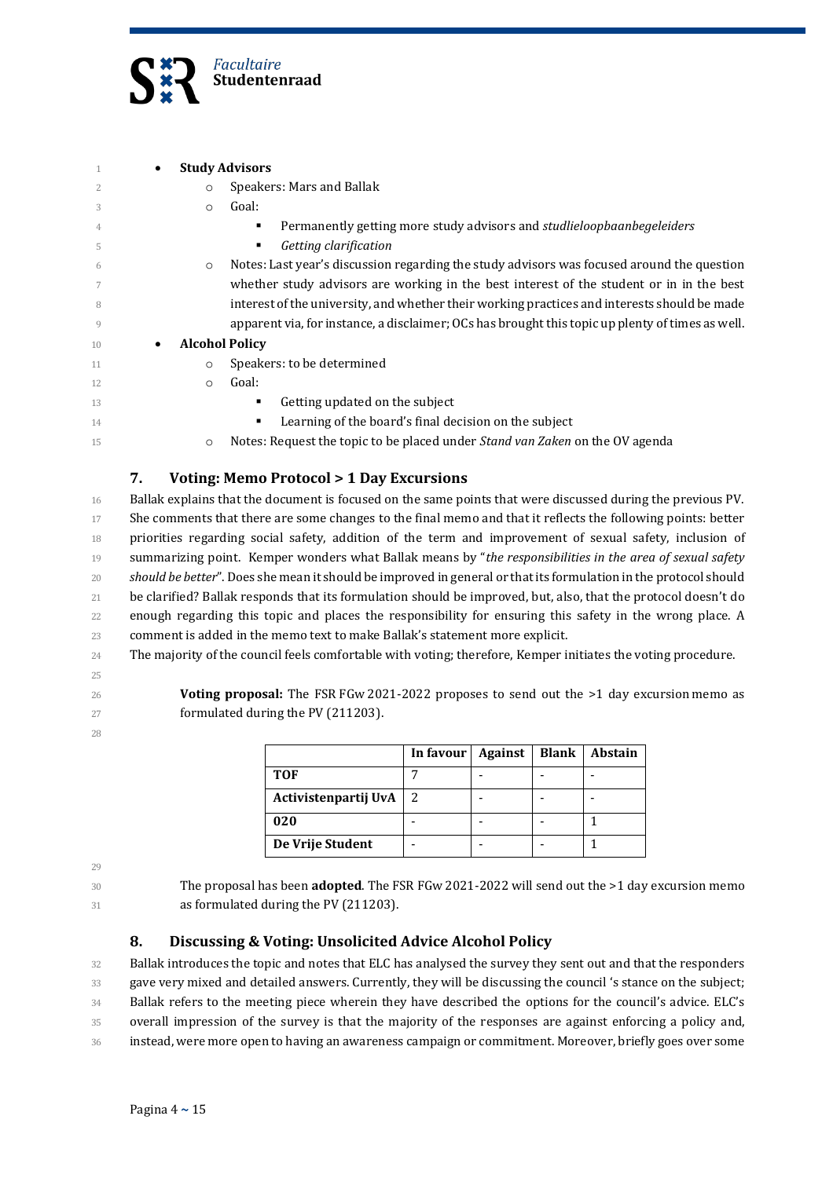- **Study Advisors**
    - Speakers: Mars and Ballak
    - Goal:
        - Permanently getting more study advisors and *studlieloopbaanbegeleiders*
        - *Getting clarification*
    - Notes: Last year's discussion regarding the study advisors was focused around the question whether study advisors are working in the best interest of the student or in in the best interest of the university, and whether their working practices and interests should be made apparent via, for instance, a disclaimer; OCs has brought this topic up plenty of times as well.
- **Alcohol Policy**
    - Speakers: to be determined
    - Goal:
        - Getting updated on the subject
        - Learning of the board's final decision on the subject
    - Notes: Request the topic to be placed under *Stand van Zaken* on the OV agenda

## 7. Voting: Memo Protocol > 1 Day Excursions

Ballak explains that the document is focused on the same points that were discussed during the previous PV. She comments that there are some changes to the final memo and that it reflects the following points: better priorities regarding social safety, addition of the term and improvement of sexual safety, inclusion of summarizing point. Kemper wonders what Ballak means by "*the responsibilities in the area of sexual safety should be better*". Does she mean it should be improved in general or that its formulation in the protocol should be clarified? Ballak responds that its formulation should be improved, but, also, that the protocol doesn't do enough regarding this topic and places the responsibility for ensuring this safety in the wrong place. A comment is added in the memo text to make Ballak's statement more explicit.

The majority of the council feels comfortable with voting; therefore, Kemper initiates the voting procedure.

> **Voting proposal:** The FSR FGw 2021-2022 proposes to send out the >1 day excursion memo as formulated during the PV (211203).

| | In favour | Against | Blank | Abstain |
|---|---|---|---|---|
| **TOF** | 7 | - | - | - |
| **Activistenpartij UvA** | 2 | - | - | - |
| **020** | - | - | - | 1 |
| **De Vrije Student** | - | - | - | 1 |

> The proposal has been **adopted**. The FSR FGw 2021-2022 will send out the >1 day excursion memo as formulated during the PV (211203).

## 8. Discussing & Voting: Unsolicited Advice Alcohol Policy

Ballak introduces the topic and notes that ELC has analysed the survey they sent out and that the responders gave very mixed and detailed answers. Currently, they will be discussing the council 's stance on the subject; Ballak refers to the meeting piece wherein they have described the options for the council's advice. ELC's overall impression of the survey is that the majority of the responses are against enforcing a policy and, instead, were more open to having an awareness campaign or commitment. Moreover, briefly goes over some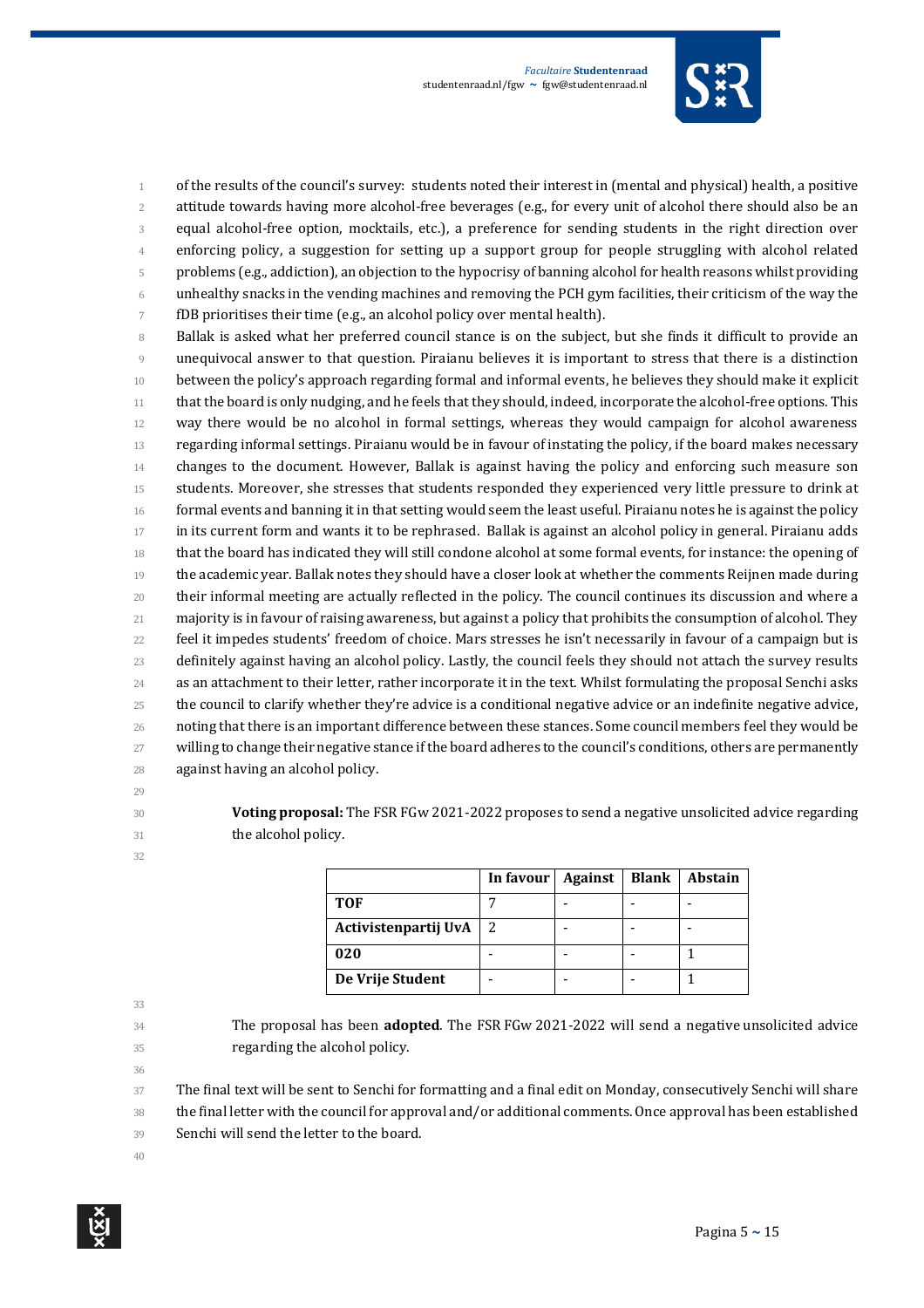of the results of the council's survey: students noted their interest in (mental and physical) health, a positive attitude towards having more alcohol-free beverages (e.g., for every unit of alcohol there should also be an equal alcohol-free option, mocktails, etc.), a preference for sending students in the right direction over enforcing policy, a suggestion for setting up a support group for people struggling with alcohol related problems (e.g., addiction), an objection to the hypocrisy of banning alcohol for health reasons whilst providing unhealthy snacks in the vending machines and removing the PCH gym facilities, their criticism of the way the fDB prioritises their time (e.g., an alcohol policy over mental health).

Ballak is asked what her preferred council stance is on the subject, but she finds it difficult to provide an unequivocal answer to that question. Piraianu believes it is important to stress that there is a distinction between the policy's approach regarding formal and informal events, he believes they should make it explicit that the board is only nudging, and he feels that they should, indeed, incorporate the alcohol-free options. This way there would be no alcohol in formal settings, whereas they would campaign for alcohol awareness regarding informal settings. Piraianu would be in favour of instating the policy, if the board makes necessary changes to the document. However, Ballak is against having the policy and enforcing such measure son students. Moreover, she stresses that students responded they experienced very little pressure to drink at formal events and banning it in that setting would seem the least useful. Piraianu notes he is against the policy in its current form and wants it to be rephrased. Ballak is against an alcohol policy in general. Piraianu adds that the board has indicated they will still condone alcohol at some formal events, for instance: the opening of the academic year. Ballak notes they should have a closer look at whether the comments Reijnen made during their informal meeting are actually reflected in the policy. The council continues its discussion and where a majority is in favour of raising awareness, but against a policy that prohibits the consumption of alcohol. They feel it impedes students' freedom of choice. Mars stresses he isn't necessarily in favour of a campaign but is definitely against having an alcohol policy. Lastly, the council feels they should not attach the survey results as an attachment to their letter, rather incorporate it in the text. Whilst formulating the proposal Senchi asks the council to clarify whether they're advice is a conditional negative advice or an indefinite negative advice, noting that there is an important difference between these stances. Some council members feel they would be willing to change their negative stance if the board adheres to the council's conditions, others are permanently against having an alcohol policy.

**Voting proposal:** The FSR FGw 2021-2022 proposes to send a negative unsolicited advice regarding the alcohol policy.

| | In favour | Against | Blank | Abstain |
|---|---|---|---|---|
| **TOF** | 7 | - | - | - |
| **Activistenpartij UvA** | 2 | - | - | - |
| **020** | - | - | - | 1 |
| **De Vrije Student** | - | - | - | 1 |

The proposal has been **adopted**. The FSR FGw 2021-2022 will send a negative unsolicited advice regarding the alcohol policy.

The final text will be sent to Senchi for formatting and a final edit on Monday, consecutively Senchi will share the final letter with the council for approval and/or additional comments. Once approval has been established Senchi will send the letter to the board.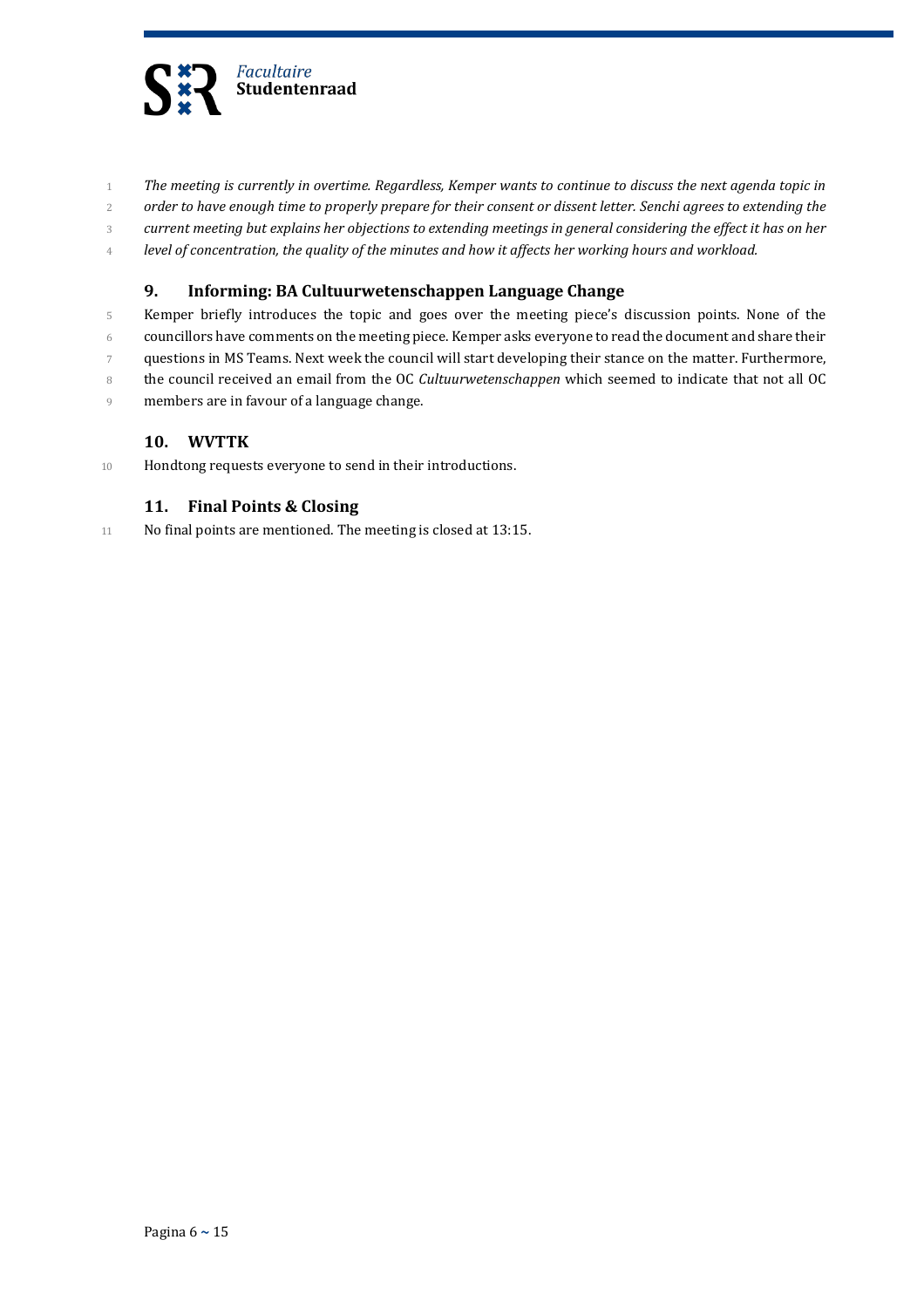*The meeting is currently in overtime. Regardless, Kemper wants to continue to discuss the next agenda topic in order to have enough time to properly prepare for their consent or dissent letter. Senchi agrees to extending the current meeting but explains her objections to extending meetings in general considering the effect it has on her level of concentration, the quality of the minutes and how it affects her working hours and workload.*

## 9. Informing: BA Cultuurwetenschappen Language Change

Kemper briefly introduces the topic and goes over the meeting piece's discussion points. None of the councillors have comments on the meeting piece. Kemper asks everyone to read the document and share their questions in MS Teams. Next week the council will start developing their stance on the matter. Furthermore, the council received an email from the OC *Cultuurwetenschappen* which seemed to indicate that not all OC members are in favour of a language change.

## 10. WVTTK

Hondtong requests everyone to send in their introductions.

## 11. Final Points & Closing

No final points are mentioned. The meeting is closed at 13:15.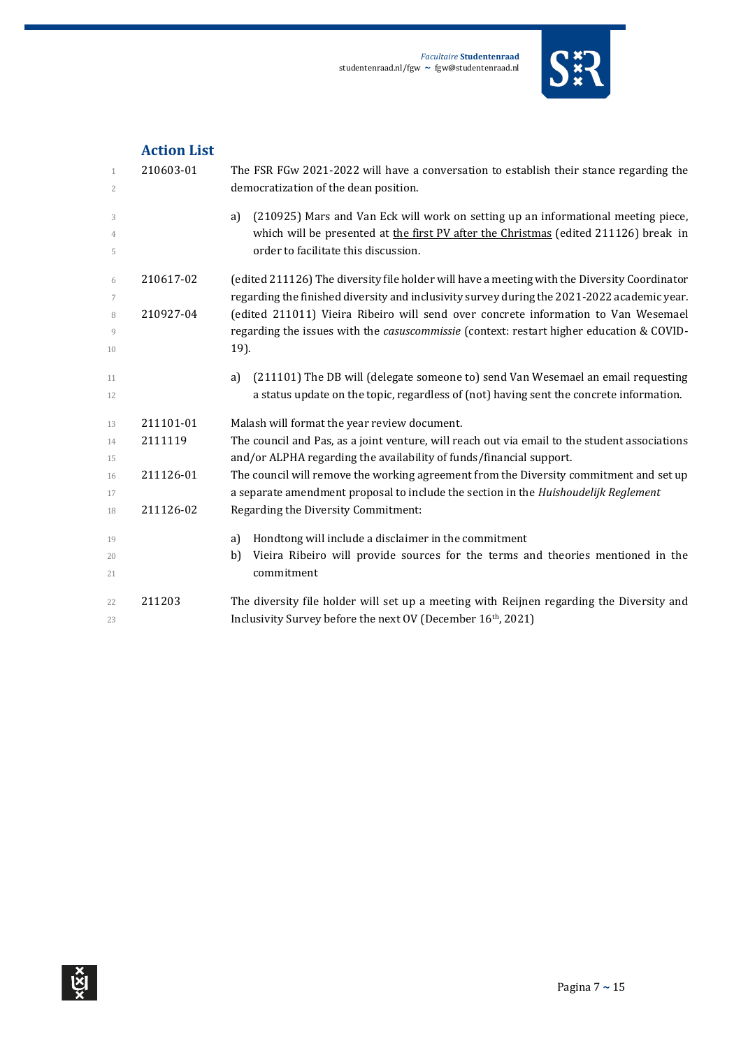## Action List

| | |
|---|---|
| 210603-01 | The FSR FGw 2021-2022 will have a conversation to establish their stance regarding the democratization of the dean position. |
| | a) (210925) Mars and Van Eck will work on setting up an informational meeting piece, which will be presented at <u>the first PV after the Christmas</u> (edited 211126) break in order to facilitate this discussion. |
| 210617-02 | (edited 211126) The diversity file holder will have a meeting with the Diversity Coordinator regarding the finished diversity and inclusivity survey during the 2021-2022 academic year. |
| 210927-04 | (edited 211011) Vieira Ribeiro will send over concrete information to Van Wesemael regarding the issues with the *casuscommissie* (context: restart higher education & COVID-19). |
| | a) (211101) The DB will (delegate someone to) send Van Wesemael an email requesting a status update on the topic, regardless of (not) having sent the concrete information. |
| 211101-01 | Malash will format the year review document. |
| 2111119 | The council and Pas, as a joint venture, will reach out via email to the student associations and/or ALPHA regarding the availability of funds/financial support. |
| 211126-01 | The council will remove the working agreement from the Diversity commitment and set up a separate amendment proposal to include the section in the *Huishoudelijk Reglement* |
| 211126-02 | Regarding the Diversity Commitment: |
| | a) Hondtong will include a disclaimer in the commitment |
| | b) Vieira Ribeiro will provide sources for the terms and theories mentioned in the commitment |
| 211203 | The diversity file holder will set up a meeting with Reijnen regarding the Diversity and Inclusivity Survey before the next OV (December 16th, 2021) |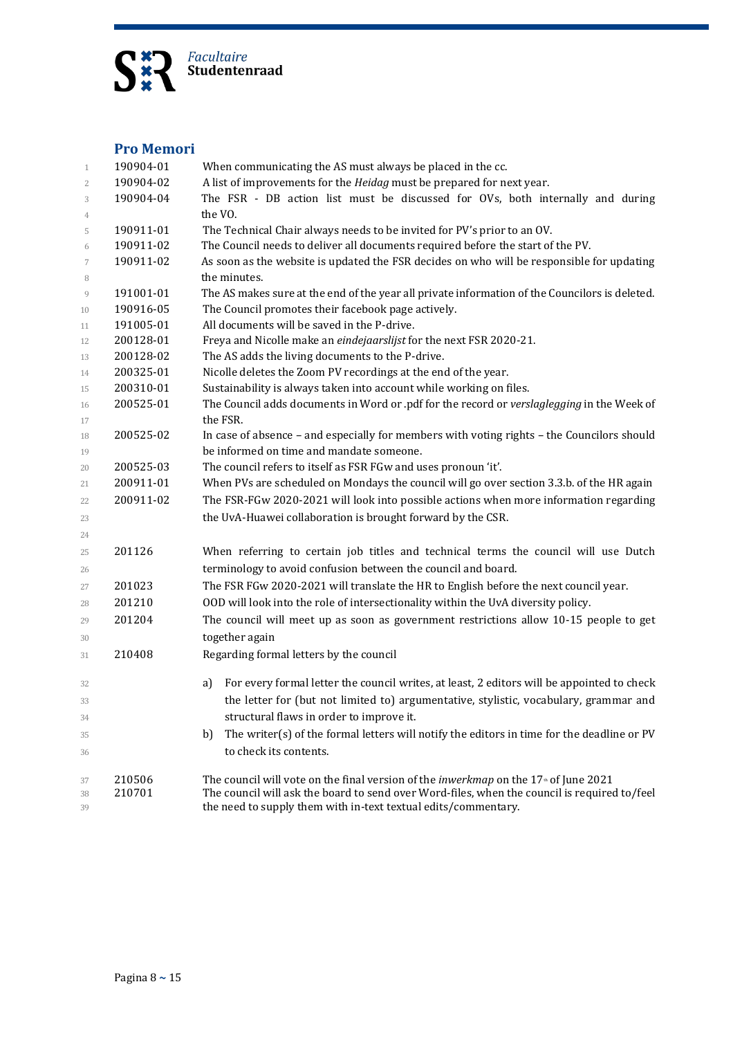## Pro Memori

| | |
|---|---|
| 190904-01 | When communicating the AS must always be placed in the cc. |
| 190904-02 | A list of improvements for the *Heidag* must be prepared for next year. |
| 190904-04 | The FSR - DB action list must be discussed for OVs, both internally and during the VO. |
| 190911-01 | The Technical Chair always needs to be invited for PV's prior to an OV. |
| 190911-02 | The Council needs to deliver all documents required before the start of the PV. |
| 190911-02 | As soon as the website is updated the FSR decides on who will be responsible for updating the minutes. |
| 191001-01 | The AS makes sure at the end of the year all private information of the Councilors is deleted. |
| 190916-05 | The Council promotes their facebook page actively. |
| 191005-01 | All documents will be saved in the P-drive. |
| 200128-01 | Freya and Nicolle make an *eindejaarslijst* for the next FSR 2020-21. |
| 200128-02 | The AS adds the living documents to the P-drive. |
| 200325-01 | Nicolle deletes the Zoom PV recordings at the end of the year. |
| 200310-01 | Sustainability is always taken into account while working on files. |
| 200525-01 | The Council adds documents in Word or .pdf for the record or *verslaglegging* in the Week of the FSR. |
| 200525-02 | In case of absence – and especially for members with voting rights – the Councilors should be informed on time and mandate someone. |
| 200525-03 | The council refers to itself as FSR FGw and uses pronoun 'it'. |
| 200911-01 | When PVs are scheduled on Mondays the council will go over section 3.3.b. of the HR again |
| 200911-02 | The FSR-FGw 2020-2021 will look into possible actions when more information regarding the UvA-Huawei collaboration is brought forward by the CSR. |
| 201126 | When referring to certain job titles and technical terms the council will use Dutch terminology to avoid confusion between the council and board. |
| 201023 | The FSR FGw 2020-2021 will translate the HR to English before the next council year. |
| 201210 | OOD will look into the role of intersectionality within the UvA diversity policy. |
| 201204 | The council will meet up as soon as government restrictions allow 10-15 people to get together again |
| 210408 | Regarding formal letters by the council<br>a) For every formal letter the council writes, at least, 2 editors will be appointed to check the letter for (but not limited to) argumentative, stylistic, vocabulary, grammar and structural flaws in order to improve it.<br>b) The writer(s) of the formal letters will notify the editors in time for the deadline or PV to check its contents. |
| 210506 | The council will vote on the final version of the *inwerkmap* on the 17th of June 2021 |
| 210701 | The council will ask the board to send over Word-files, when the council is required to/feel the need to supply them with in-text textual edits/commentary. |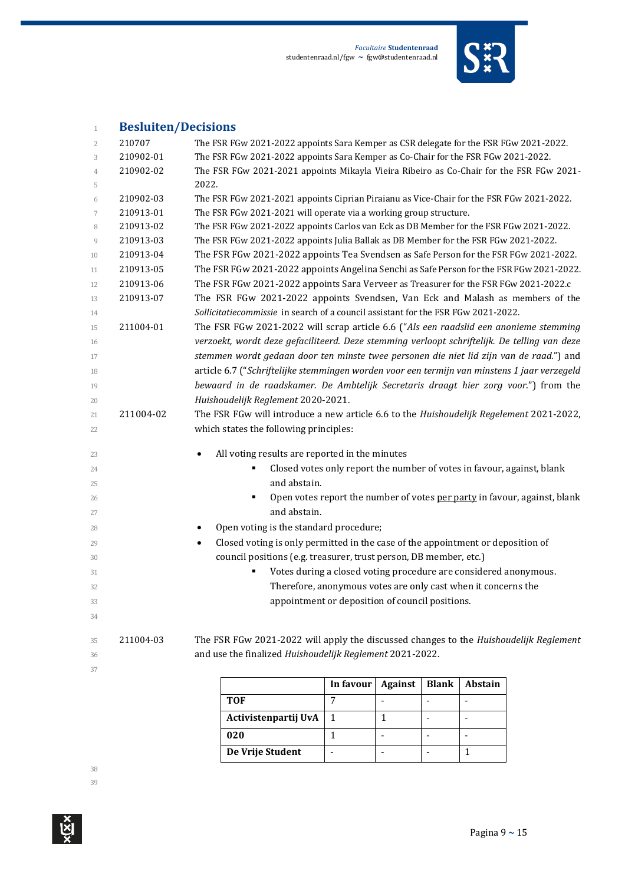## Besluiten/Decisions

| | |
|---|---|
| 210707 | The FSR FGw 2021-2022 appoints Sara Kemper as CSR delegate for the FSR FGw 2021-2022. |
| 210902-01 | The FSR FGw 2021-2022 appoints Sara Kemper as Co-Chair for the FSR FGw 2021-2022. |
| 210902-02 | The FSR FGw 2021-2021 appoints Mikayla Vieira Ribeiro as Co-Chair for the FSR FGw 2021-2022. |
| 210902-03 | The FSR FGw 2021-2021 appoints Ciprian Piraianu as Vice-Chair for the FSR FGw 2021-2022. |
| 210913-01 | The FSR FGw 2021-2021 will operate via a working group structure. |
| 210913-02 | The FSR FGw 2021-2022 appoints Carlos van Eck as DB Member for the FSR FGw 2021-2022. |
| 210913-03 | The FSR FGw 2021-2022 appoints Julia Ballak as DB Member for the FSR FGw 2021-2022. |
| 210913-04 | The FSR FGw 2021-2022 appoints Tea Svendsen as Safe Person for the FSR FGw 2021-2022. |
| 210913-05 | The FSR FGw 2021-2022 appoints Angelina Senchi as Safe Person for the FSR FGw 2021-2022. |
| 210913-06 | The FSR FGw 2021-2022 appoints Sara Verveer as Treasurer for the FSR FGw 2021-2022.c |
| 210913-07 | The FSR FGw 2021-2022 appoints Svendsen, Van Eck and Malash as members of the *Sollicitatiecommissie* in search of a council assistant for the FSR FGw 2021-2022. |
| 211004-01 | The FSR FGw 2021-2022 will scrap article 6.6 ("*Als een raadslid een anonieme stemming verzoekt, wordt deze gefaciliteerd. Deze stemming verloopt schriftelijk. De telling van deze stemmen wordt gedaan door ten minste twee personen die niet lid zijn van de raad.*") and article 6.7 ("*Schriftelijke stemmingen worden voor een termijn van minstens 1 jaar verzegeld bewaard in de raadskamer. De Ambtelijk Secretaris draagt hier zorg voor.*") from the *Huishoudelijk Reglement* 2020-2021. |

211004-02 The FSR FGw will introduce a new article 6.6 to the *Huishoudelijk Regelement* 2021-2022, which states the following principles:

- All voting results are reported in the minutes
  - Closed votes only report the number of votes in favour, against, blank and abstain.
  - Open votes report the number of votes <u>per party</u> in favour, against, blank and abstain.
- Open voting is the standard procedure;
- Closed voting is only permitted in the case of the appointment or deposition of council positions (e.g. treasurer, trust person, DB member, etc.)
  - Votes during a closed voting procedure are considered anonymous. Therefore, anonymous votes are only cast when it concerns the appointment or deposition of council positions.

211004-03 The FSR FGw 2021-2022 will apply the discussed changes to the *Huishoudelijk Reglement* and use the finalized *Huishoudelijk Reglement* 2021-2022.

| | In favour | Against | Blank | Abstain |
|---|---|---|---|---|
| **TOF** | 7 | - | - | - |
| **Activistenpartij UvA** | 1 | 1 | - | - |
| **020** | 1 | - | - | - |
| **De Vrije Student** | - | - | - | 1 |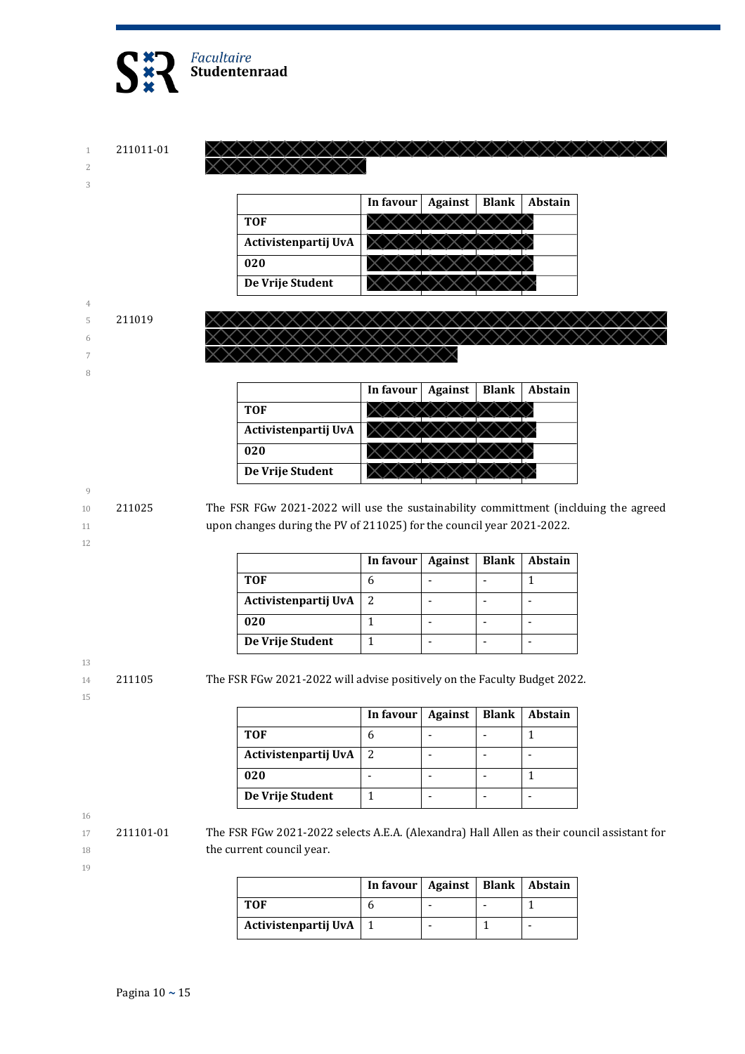211011-01 [redacted]

| | In favour | Against | Blank | Abstain |
|---|---|---|---|---|
| **TOF** | [redacted] | [redacted] | [redacted] | |
| **Activistenpartij UvA** | [redacted] | [redacted] | [redacted] | |
| **020** | [redacted] | [redacted] | [redacted] | |
| **De Vrije Student** | [redacted] | [redacted] | [redacted] | |

211019 [redacted]

| | In favour | Against | Blank | Abstain |
|---|---|---|---|---|
| **TOF** | [redacted] | [redacted] | [redacted] | |
| **Activistenpartij UvA** | [redacted] | [redacted] | [redacted] | |
| **020** | [redacted] | [redacted] | [redacted] | |
| **De Vrije Student** | [redacted] | [redacted] | [redacted] | |

211025 The FSR FGw 2021-2022 will use the sustainability committment (inclduing the agreed upon changes during the PV of 211025) for the council year 2021-2022.

| | In favour | Against | Blank | Abstain |
|---|---|---|---|---|
| **TOF** | 6 | - | - | 1 |
| **Activistenpartij UvA** | 2 | - | - | - |
| **020** | 1 | - | - | - |
| **De Vrije Student** | 1 | - | - | - |

211105 The FSR FGw 2021-2022 will advise positively on the Faculty Budget 2022.

| | In favour | Against | Blank | Abstain |
|---|---|---|---|---|
| **TOF** | 6 | - | - | 1 |
| **Activistenpartij UvA** | 2 | - | - | - |
| **020** | - | - | - | 1 |
| **De Vrije Student** | 1 | - | - | - |

211101-01 The FSR FGw 2021-2022 selects A.E.A. (Alexandra) Hall Allen as their council assistant for the current council year.

| | In favour | Against | Blank | Abstain |
|---|---|---|---|---|
| **TOF** | 6 | - | - | 1 |
| **Activistenpartij UvA** | 1 | - | 1 | - |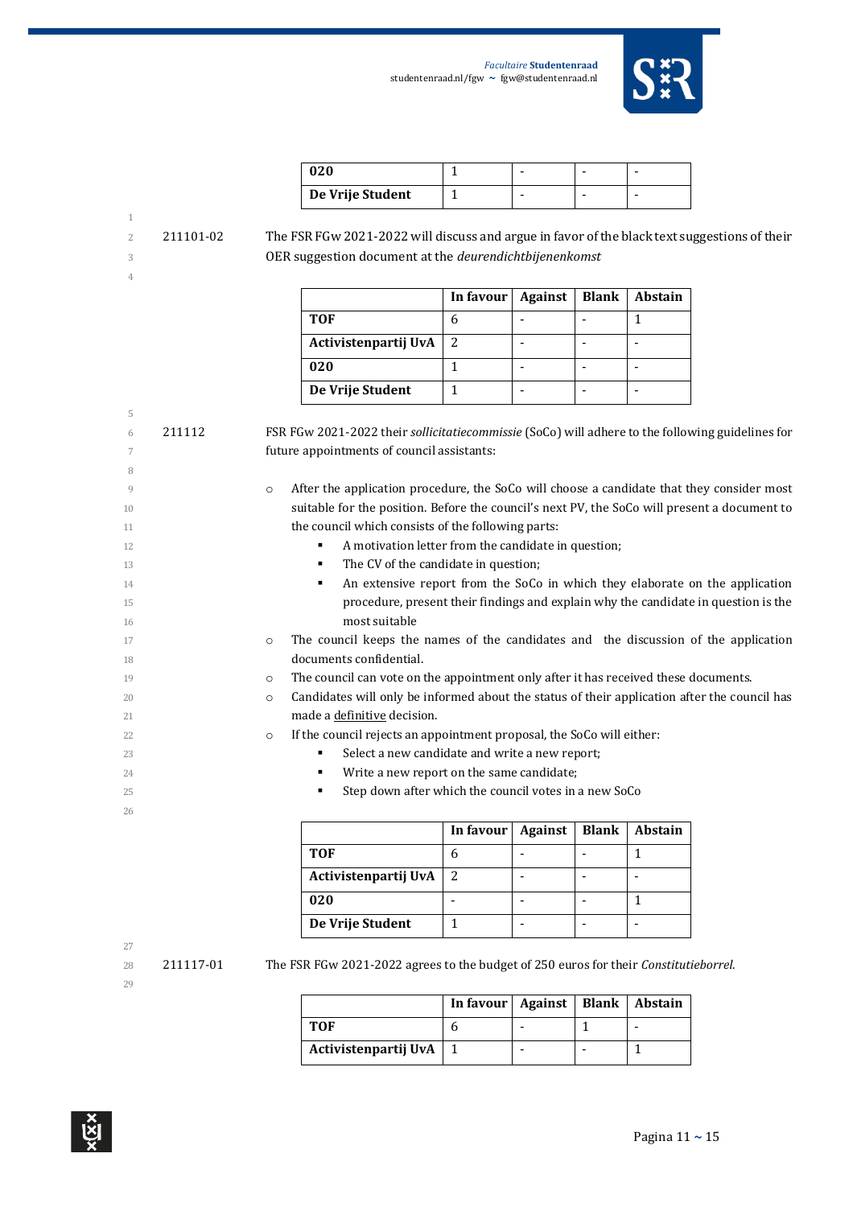| 020 | 1 | - | - | - |
| --- | --- | --- | --- | --- |
| De Vrije Student | 1 | - | - | - |

211101-02 The FSR FGw 2021-2022 will discuss and argue in favor of the black text suggestions of their OER suggestion document at the *deurendichtbijenenkomst*

| | In favour | Against | Blank | Abstain |
| --- | --- | --- | --- | --- |
| TOF | 6 | - | - | 1 |
| Activistenpartij UvA | 2 | - | - | - |
| 020 | 1 | - | - | - |
| De Vrije Student | 1 | - | - | - |

211112 FSR FGw 2021-2022 their *sollicitatiecommissie* (SoCo) will adhere to the following guidelines for future appointments of council assistants:

- After the application procedure, the SoCo will choose a candidate that they consider most suitable for the position. Before the council's next PV, the SoCo will present a document to the council which consists of the following parts:
    - A motivation letter from the candidate in question;
    - The CV of the candidate in question;
    - An extensive report from the SoCo in which they elaborate on the application procedure, present their findings and explain why the candidate in question is the most suitable
- The council keeps the names of the candidates and the discussion of the application documents confidential.
- The council can vote on the appointment only after it has received these documents.
- Candidates will only be informed about the status of their application after the council has made a definitive decision.
- If the council rejects an appointment proposal, the SoCo will either:
    - Select a new candidate and write a new report;
    - Write a new report on the same candidate;
    - Step down after which the council votes in a new SoCo

| | In favour | Against | Blank | Abstain |
| --- | --- | --- | --- | --- |
| TOF | 6 | - | - | 1 |
| Activistenpartij UvA | 2 | - | - | - |
| 020 | - | - | - | 1 |
| De Vrije Student | 1 | - | - | - |

211117-01 The FSR FGw 2021-2022 agrees to the budget of 250 euros for their *Constitutieborrel*.

| | In favour | Against | Blank | Abstain |
| --- | --- | --- | --- | --- |
| TOF | 6 | - | 1 | - |
| Activistenpartij UvA | 1 | - | - | 1 |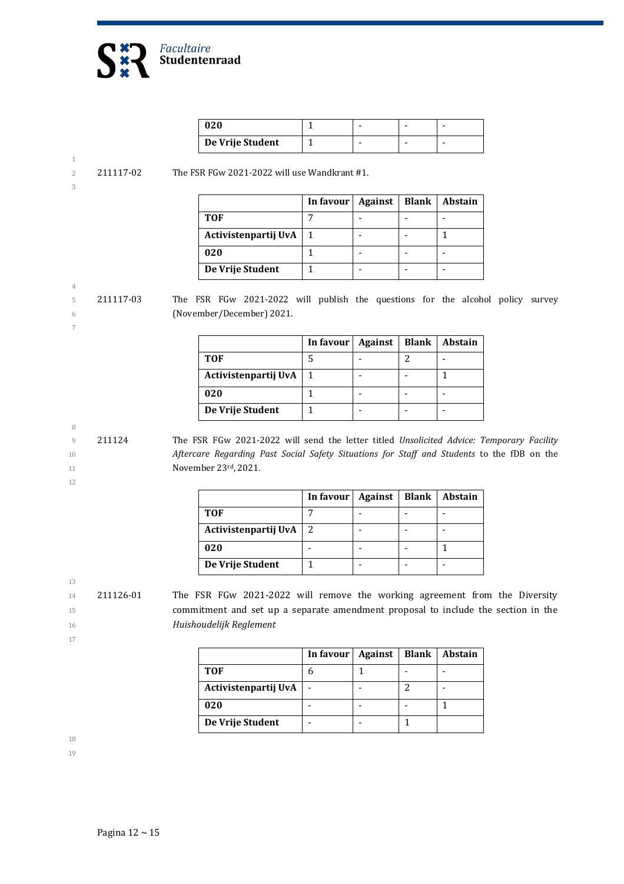| | | | | |
|---|---|---|---|---|
| **020** | 1 | - | - | - |
| **De Vrije Student** | 1 | - | - | - |

211117-02 The FSR FGw 2021-2022 will use Wandkrant #1.

| | In favour | Against | Blank | Abstain |
|---|---|---|---|---|
| **TOF** | 7 | - | - | - |
| **Activistenpartij UvA** | 1 | - | - | 1 |
| **020** | 1 | - | - | - |
| **De Vrije Student** | 1 | - | - | - |

211117-03 The FSR FGw 2021-2022 will publish the questions for the alcohol policy survey (November/December) 2021.

| | In favour | Against | Blank | Abstain |
|---|---|---|---|---|
| **TOF** | 5 | - | 2 | - |
| **Activistenpartij UvA** | 1 | - | - | 1 |
| **020** | 1 | - | - | - |
| **De Vrije Student** | 1 | - | - | - |

211124 The FSR FGw 2021-2022 will send the letter titled *Unsolicited Advice: Temporary Facility Aftercare Regarding Past Social Safety Situations for Staff and Students* to the fDB on the November 23rd, 2021.

| | In favour | Against | Blank | Abstain |
|---|---|---|---|---|
| **TOF** | 7 | - | - | - |
| **Activistenpartij UvA** | 2 | - | - | - |
| **020** | - | - | - | 1 |
| **De Vrije Student** | 1 | - | - | - |

211126-01 The FSR FGw 2021-2022 will remove the working agreement from the Diversity commitment and set up a separate amendment proposal to include the section in the *Huishoudelijk Reglement*

| | In favour | Against | Blank | Abstain |
|---|---|---|---|---|
| **TOF** | 6 | 1 | - | - |
| **Activistenpartij UvA** | - | - | 2 | - |
| **020** | - | - | - | 1 |
| **De Vrije Student** | - | - | 1 | |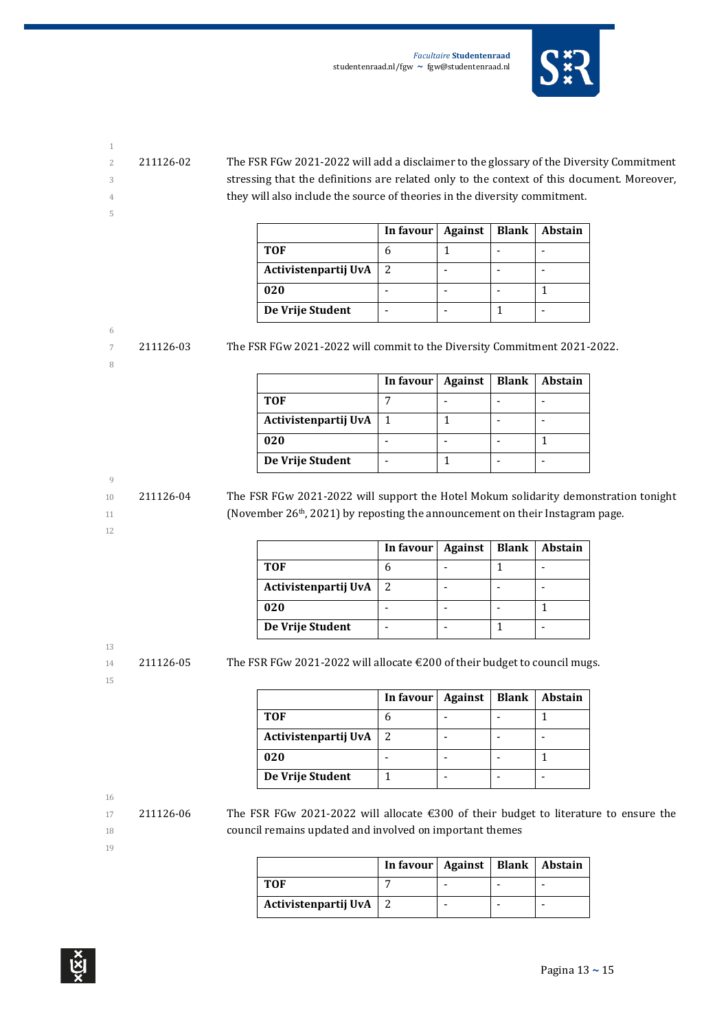211126-02 The FSR FGw 2021-2022 will add a disclaimer to the glossary of the Diversity Commitment stressing that the definitions are related only to the context of this document. Moreover, they will also include the source of theories in the diversity commitment.

| | In favour | Against | Blank | Abstain |
|---|---|---|---|---|
| **TOF** | 6 | 1 | - | - |
| **Activistenpartij UvA** | 2 | - | - | - |
| **020** | - | - | - | 1 |
| **De Vrije Student** | - | - | 1 | - |

211126-03 The FSR FGw 2021-2022 will commit to the Diversity Commitment 2021-2022.

| | In favour | Against | Blank | Abstain |
|---|---|---|---|---|
| **TOF** | 7 | - | - | - |
| **Activistenpartij UvA** | 1 | 1 | - | - |
| **020** | - | - | - | 1 |
| **De Vrije Student** | - | 1 | - | - |

211126-04 The FSR FGw 2021-2022 will support the Hotel Mokum solidarity demonstration tonight (November 26th, 2021) by reposting the announcement on their Instagram page.

| | In favour | Against | Blank | Abstain |
|---|---|---|---|---|
| **TOF** | 6 | - | 1 | - |
| **Activistenpartij UvA** | 2 | - | - | - |
| **020** | - | - | - | 1 |
| **De Vrije Student** | - | - | 1 | - |

211126-05 The FSR FGw 2021-2022 will allocate €200 of their budget to council mugs.

| | In favour | Against | Blank | Abstain |
|---|---|---|---|---|
| **TOF** | 6 | - | - | 1 |
| **Activistenpartij UvA** | 2 | - | - | - |
| **020** | - | - | - | 1 |
| **De Vrije Student** | 1 | - | - | - |

211126-06 The FSR FGw 2021-2022 will allocate €300 of their budget to literature to ensure the council remains updated and involved on important themes

| | In favour | Against | Blank | Abstain |
|---|---|---|---|---|
| **TOF** | 7 | - | - | - |
| **Activistenpartij UvA** | 2 | - | - | - |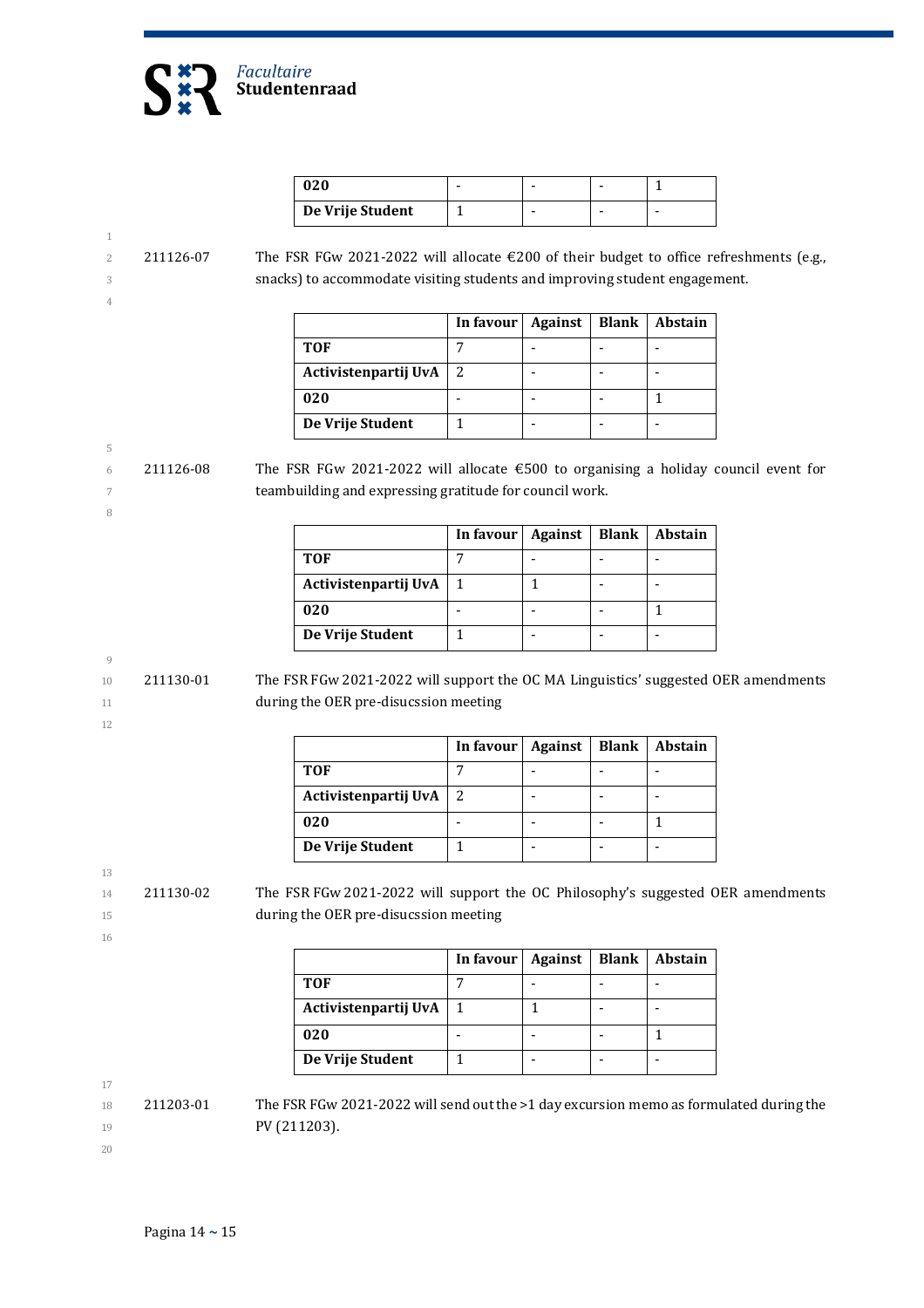| | | | | |
|---|---|---|---|---|
| **020** | - | - | - | 1 |
| **De Vrije Student** | 1 | - | - | - |

211126-07 The FSR FGw 2021-2022 will allocate €200 of their budget to office refreshments (e.g., snacks) to accommodate visiting students and improving student engagement.

| | In favour | Against | Blank | Abstain |
|---|---|---|---|---|
| **TOF** | 7 | - | - | - |
| **Activistenpartij UvA** | 2 | - | - | - |
| **020** | - | - | - | 1 |
| **De Vrije Student** | 1 | - | - | - |

211126-08 The FSR FGw 2021-2022 will allocate €500 to organising a holiday council event for teambuilding and expressing gratitude for council work.

| | In favour | Against | Blank | Abstain |
|---|---|---|---|---|
| **TOF** | 7 | - | - | - |
| **Activistenpartij UvA** | 1 | 1 | - | - |
| **020** | - | - | - | 1 |
| **De Vrije Student** | 1 | - | - | - |

211130-01 The FSR FGw 2021-2022 will support the OC MA Linguistics' suggested OER amendments during the OER pre-disucssion meeting

| | In favour | Against | Blank | Abstain |
|---|---|---|---|---|
| **TOF** | 7 | - | - | - |
| **Activistenpartij UvA** | 2 | - | - | - |
| **020** | - | - | - | 1 |
| **De Vrije Student** | 1 | - | - | - |

211130-02 The FSR FGw 2021-2022 will support the OC Philosophy's suggested OER amendments during the OER pre-disucssion meeting

| | In favour | Against | Blank | Abstain |
|---|---|---|---|---|
| **TOF** | 7 | - | - | - |
| **Activistenpartij UvA** | 1 | 1 | - | - |
| **020** | - | - | - | 1 |
| **De Vrije Student** | 1 | - | - | - |

211203-01 The FSR FGw 2021-2022 will send out the >1 day excursion memo as formulated during the PV (211203).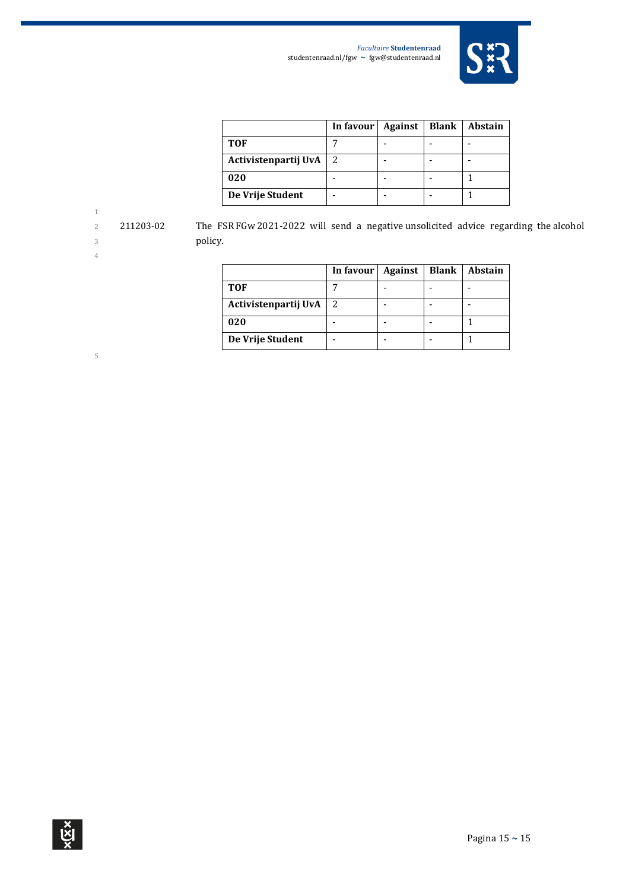| | In favour | Against | Blank | Abstain |
|---|---|---|---|---|
| **TOF** | 7 | - | - | - |
| **Activistenpartij UvA** | 2 | - | - | - |
| **020** | - | - | - | 1 |
| **De Vrije Student** | - | - | - | 1 |

211203-02 The FSR FGw 2021-2022 will send a negative unsolicited advice regarding the alcohol policy.

| | In favour | Against | Blank | Abstain |
|---|---|---|---|---|
| **TOF** | 7 | - | - | - |
| **Activistenpartij UvA** | 2 | - | - | - |
| **020** | - | - | - | 1 |
| **De Vrije Student** | - | - | - | 1 |